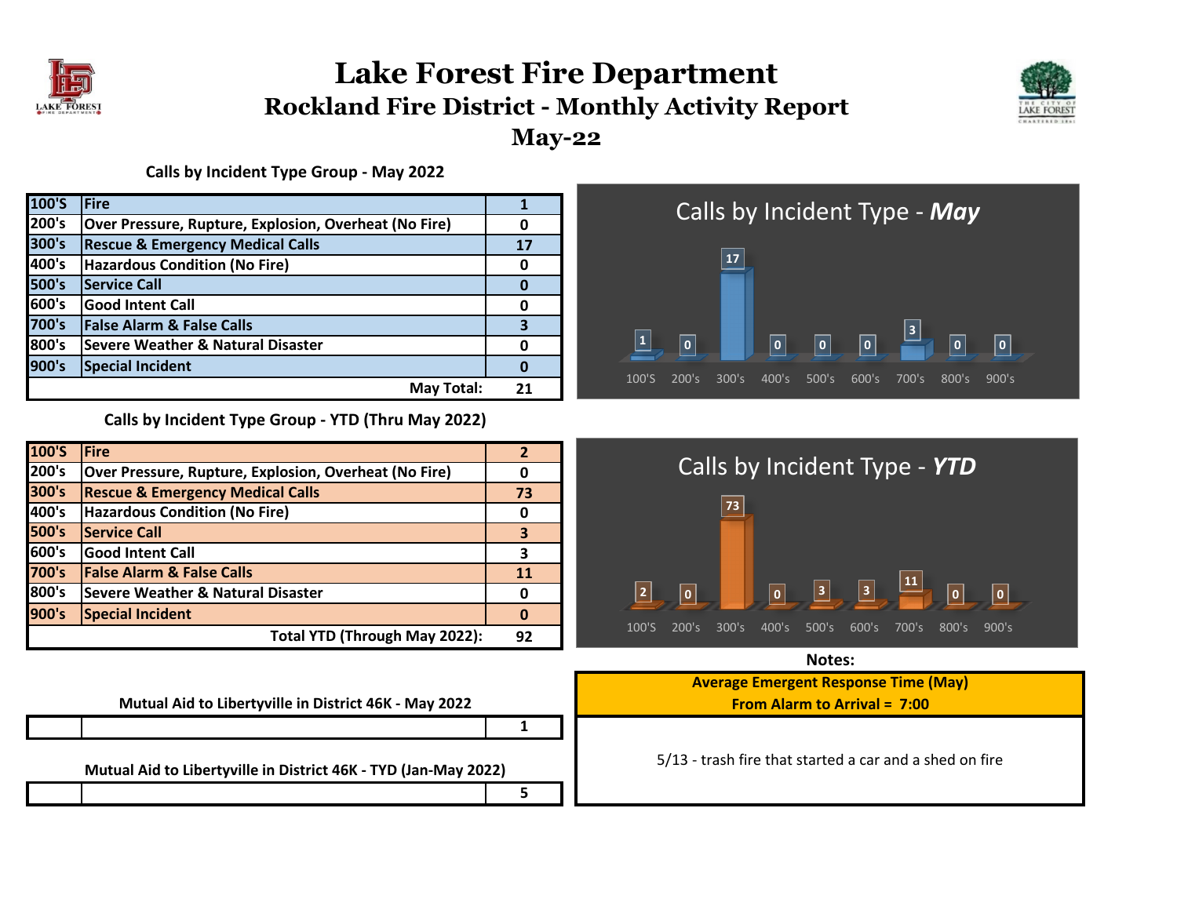# Lake Forest Fire Department

## Rockland Fire District - Monthly Activity Report

## May-22

### Calls by Incident Type Group - May 2022

| | | |
|---|---|---|
| 100'S | Fire | 1 |
| 200's | Over Pressure, Rupture, Explosion, Overheat (No Fire) | 0 |
| 300's | Rescue & Emergency Medical Calls | 17 |
| 400's | Hazardous Condition (No Fire) | 0 |
| 500's | Service Call | 0 |
| 600's | Good Intent Call | 0 |
| 700's | False Alarm & False Calls | 3 |
| 800's | Severe Weather & Natural Disaster | 0 |
| 900's | Special Incident | 0 |
| | May Total: | 21 |

Calls by Incident Type - *May*

1 0 17 0 0 0 3 0 0

100'S 200's 300's 400's 500's 600's 700's 800's 900's

### Calls by Incident Type Group - YTD (Thru May 2022)

| | | |
|---|---|---|
| 100'S | Fire | 2 |
| 200's | Over Pressure, Rupture, Explosion, Overheat (No Fire) | 0 |
| 300's | Rescue & Emergency Medical Calls | 73 |
| 400's | Hazardous Condition (No Fire) | 0 |
| 500's | Service Call | 3 |
| 600's | Good Intent Call | 3 |
| 700's | False Alarm & False Calls | 11 |
| 800's | Severe Weather & Natural Disaster | 0 |
| 900's | Special Incident | 0 |
| | Total YTD (Through May 2022): | 92 |

Calls by Incident Type - *YTD*

2 0 73 0 3 3 11 0 0

100'S 200's 300's 400's 500's 600's 700's 800's 900's

### Mutual Aid to Libertyville in District 46K - May 2022

| | | |
|---|---|---|
| | | 1 |

### Mutual Aid to Libertyville in District 46K - TYD (Jan-May 2022)

| | | |
|---|---|---|
| | | 5 |

**Notes:**

**Average Emergent Response Time (May)**
**From Alarm to Arrival = 7:00**

5/13 - trash fire that started a car and a shed on fire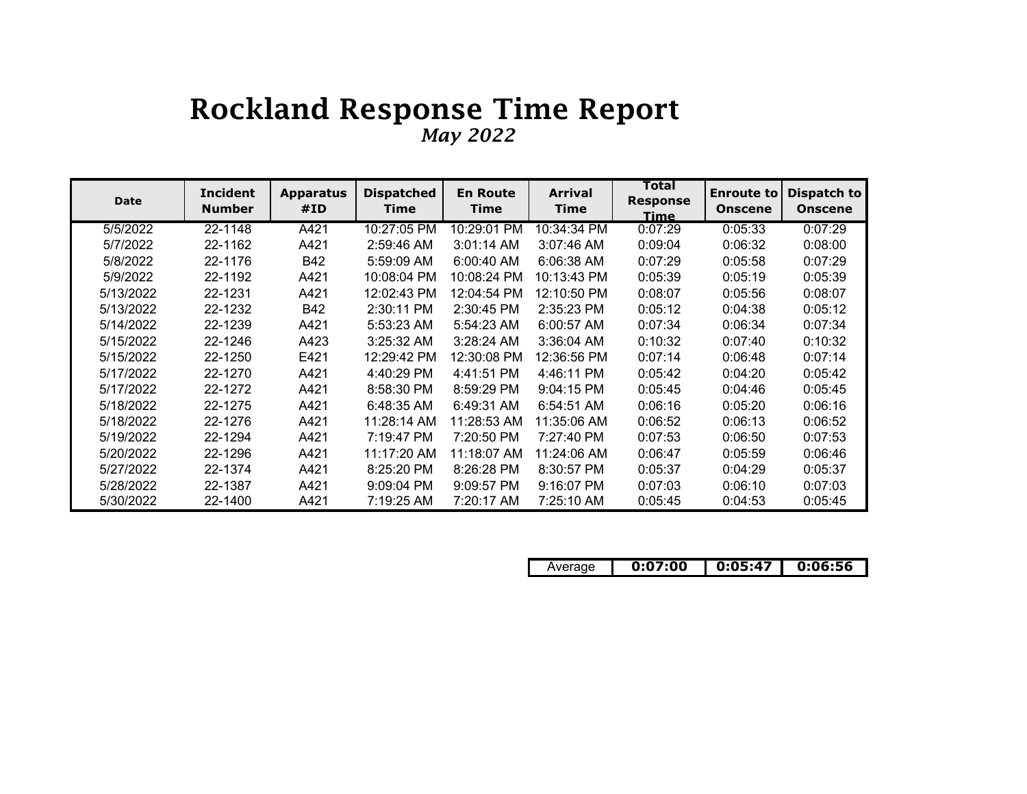# Rockland Response Time Report

*May 2022*

| Date | Incident Number | Apparatus #ID | Dispatched Time | En Route Time | Arrival Time | Total Response Time | Enroute to Onscene | Dispatch to Onscene |
|---|---|---|---|---|---|---|---|---|
| 5/5/2022 | 22-1148 | A421 | 10:27:05 PM | 10:29:01 PM | 10:34:34 PM | 0:07:29 | 0:05:33 | 0:07:29 |
| 5/7/2022 | 22-1162 | A421 | 2:59:46 AM | 3:01:14 AM | 3:07:46 AM | 0:09:04 | 0:06:32 | 0:08:00 |
| 5/8/2022 | 22-1176 | B42 | 5:59:09 AM | 6:00:40 AM | 6:06:38 AM | 0:07:29 | 0:05:58 | 0:07:29 |
| 5/9/2022 | 22-1192 | A421 | 10:08:04 PM | 10:08:24 PM | 10:13:43 PM | 0:05:39 | 0:05:19 | 0:05:39 |
| 5/13/2022 | 22-1231 | A421 | 12:02:43 PM | 12:04:54 PM | 12:10:50 PM | 0:08:07 | 0:05:56 | 0:08:07 |
| 5/13/2022 | 22-1232 | B42 | 2:30:11 PM | 2:30:45 PM | 2:35:23 PM | 0:05:12 | 0:04:38 | 0:05:12 |
| 5/14/2022 | 22-1239 | A421 | 5:53:23 AM | 5:54:23 AM | 6:00:57 AM | 0:07:34 | 0:06:34 | 0:07:34 |
| 5/15/2022 | 22-1246 | A423 | 3:25:32 AM | 3:28:24 AM | 3:36:04 AM | 0:10:32 | 0:07:40 | 0:10:32 |
| 5/15/2022 | 22-1250 | E421 | 12:29:42 PM | 12:30:08 PM | 12:36:56 PM | 0:07:14 | 0:06:48 | 0:07:14 |
| 5/17/2022 | 22-1270 | A421 | 4:40:29 PM | 4:41:51 PM | 4:46:11 PM | 0:05:42 | 0:04:20 | 0:05:42 |
| 5/17/2022 | 22-1272 | A421 | 8:58:30 PM | 8:59:29 PM | 9:04:15 PM | 0:05:45 | 0:04:46 | 0:05:45 |
| 5/18/2022 | 22-1275 | A421 | 6:48:35 AM | 6:49:31 AM | 6:54:51 AM | 0:06:16 | 0:05:20 | 0:06:16 |
| 5/18/2022 | 22-1276 | A421 | 11:28:14 AM | 11:28:53 AM | 11:35:06 AM | 0:06:52 | 0:06:13 | 0:06:52 |
| 5/19/2022 | 22-1294 | A421 | 7:19:47 PM | 7:20:50 PM | 7:27:40 PM | 0:07:53 | 0:06:50 | 0:07:53 |
| 5/20/2022 | 22-1296 | A421 | 11:17:20 AM | 11:18:07 AM | 11:24:06 AM | 0:06:47 | 0:05:59 | 0:06:46 |
| 5/27/2022 | 22-1374 | A421 | 8:25:20 PM | 8:26:28 PM | 8:30:57 PM | 0:05:37 | 0:04:29 | 0:05:37 |
| 5/28/2022 | 22-1387 | A421 | 9:09:04 PM | 9:09:57 PM | 9:16:07 PM | 0:07:03 | 0:06:10 | 0:07:03 |
| 5/30/2022 | 22-1400 | A421 | 7:19:25 AM | 7:20:17 AM | 7:25:10 AM | 0:05:45 | 0:04:53 | 0:05:45 |

| | | | |
|---|---|---|---|
| Average | **0:07:00** | **0:05:47** | **0:06:56** |